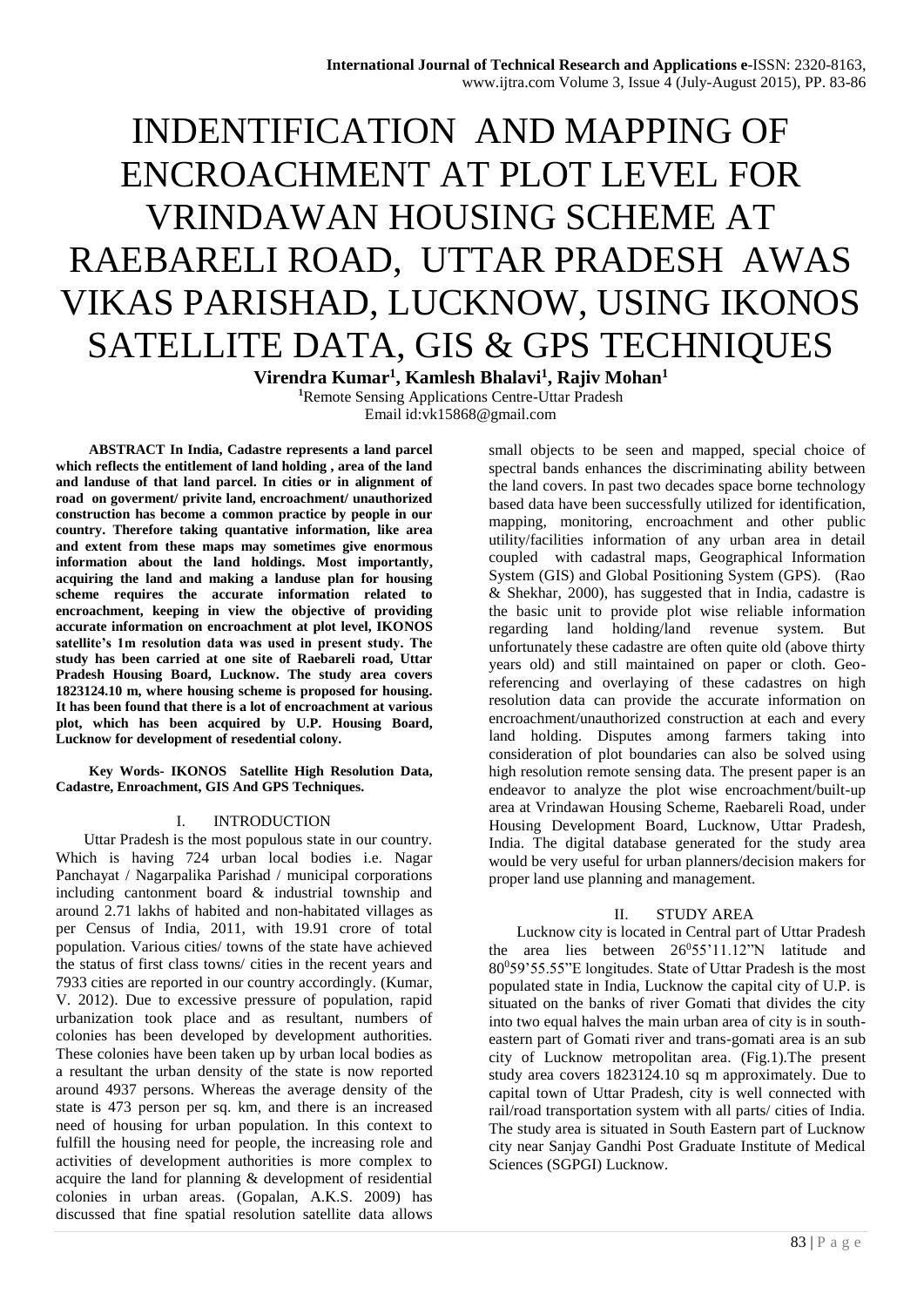# INDENTIFICATION AND MAPPING OF ENCROACHMENT AT PLOT LEVEL FOR VRINDAWAN HOUSING SCHEME AT RAEBARELI ROAD, UTTAR PRADESH AWAS VIKAS PARISHAD, LUCKNOW, USING IKONOS SATELLITE DATA, GIS & GPS TECHNIQUES

**Virendra Kumar[1], Kamlesh Bhalavi[1], Rajiv Mohan[1]**

[1]Remote Sensing Applications Centre-Uttar Pradesh

Email id:vk15868@gmail.com

**ABSTRACT In India, Cadastre represents a land parcel which reflects the entitlement of land holding , area of the land and landuse of that land parcel. In cities or in alignment of road on goverment/ privite land, encroachment/ unauthorized construction has become a common practice by people in our country. Therefore taking quantative information, like area and extent from these maps may sometimes give enormous information about the land holdings. Most importantly, acquiring the land and making a landuse plan for housing scheme requires the accurate information related to encroachment, keeping in view the objective of providing accurate information on encroachment at plot level, IKONOS satellite's 1m resolution data was used in present study. The study has been carried at one site of Raebareli road, Uttar Pradesh Housing Board, Lucknow. The study area covers 1823124.10 m, where housing scheme is proposed for housing. It has been found that there is a lot of encroachment at various plot, which has been acquired by U.P. Housing Board, Lucknow for development of resedential colony.**

**Key Words- IKONOS Satellite High Resolution Data, Cadastre, Enroachment, GIS And GPS Techniques.**

## I. INTRODUCTION

Uttar Pradesh is the most populous state in our country. Which is having 724 urban local bodies i.e. Nagar Panchayat / Nagarpalika Parishad / municipal corporations including cantonment board & industrial township and around 2.71 lakhs of habited and non-habitated villages as per Census of India, 2011, with 19.91 crore of total population. Various cities/ towns of the state have achieved the status of first class towns/ cities in the recent years and 7933 cities are reported in our country accordingly. (Kumar, V. 2012). Due to excessive pressure of population, rapid urbanization took place and as resultant, numbers of colonies has been developed by development authorities. These colonies have been taken up by urban local bodies as a resultant the urban density of the state is now reported around 4937 persons. Whereas the average density of the state is 473 person per sq. km, and there is an increased need of housing for urban population. In this context to fulfill the housing need for people, the increasing role and activities of development authorities is more complex to acquire the land for planning & development of residential colonies in urban areas. (Gopalan, A.K.S. 2009) has discussed that fine spatial resolution satellite data allows small objects to be seen and mapped, special choice of spectral bands enhances the discriminating ability between the land covers. In past two decades space borne technology based data have been successfully utilized for identification, mapping, monitoring, encroachment and other public utility/facilities information of any urban area in detail coupled with cadastral maps, Geographical Information System (GIS) and Global Positioning System (GPS). (Rao & Shekhar, 2000), has suggested that in India, cadastre is the basic unit to provide plot wise reliable information regarding land holding/land revenue system. But unfortunately these cadastre are often quite old (above thirty years old) and still maintained on paper or cloth. Geo-referencing and overlaying of these cadastres on high resolution data can provide the accurate information on encroachment/unauthorized construction at each and every land holding. Disputes among farmers taking into consideration of plot boundaries can also be solved using high resolution remote sensing data. The present paper is an endeavor to analyze the plot wise encroachment/built-up area at Vrindawan Housing Scheme, Raebareli Road, under Housing Development Board, Lucknow, Uttar Pradesh, India. The digital database generated for the study area would be very useful for urban planners/decision makers for proper land use planning and management.

## II. STUDY AREA

Lucknow city is located in Central part of Uttar Pradesh the area lies between $26^{0}55'11.12''$N latitude and $80^{0}59'55.55''$E longitudes. State of Uttar Pradesh is the most populated state in India, Lucknow the capital city of U.P. is situated on the banks of river Gomati that divides the city into two equal halves the main urban area of city is in south-eastern part of Gomati river and trans-gomati area is an sub city of Lucknow metropolitan area. (Fig.1).The present study area covers 1823124.10 sq m approximately. Due to capital town of Uttar Pradesh, city is well connected with rail/road transportation system with all parts/ cities of India. The study area is situated in South Eastern part of Lucknow city near Sanjay Gandhi Post Graduate Institute of Medical Sciences (SGPGI) Lucknow.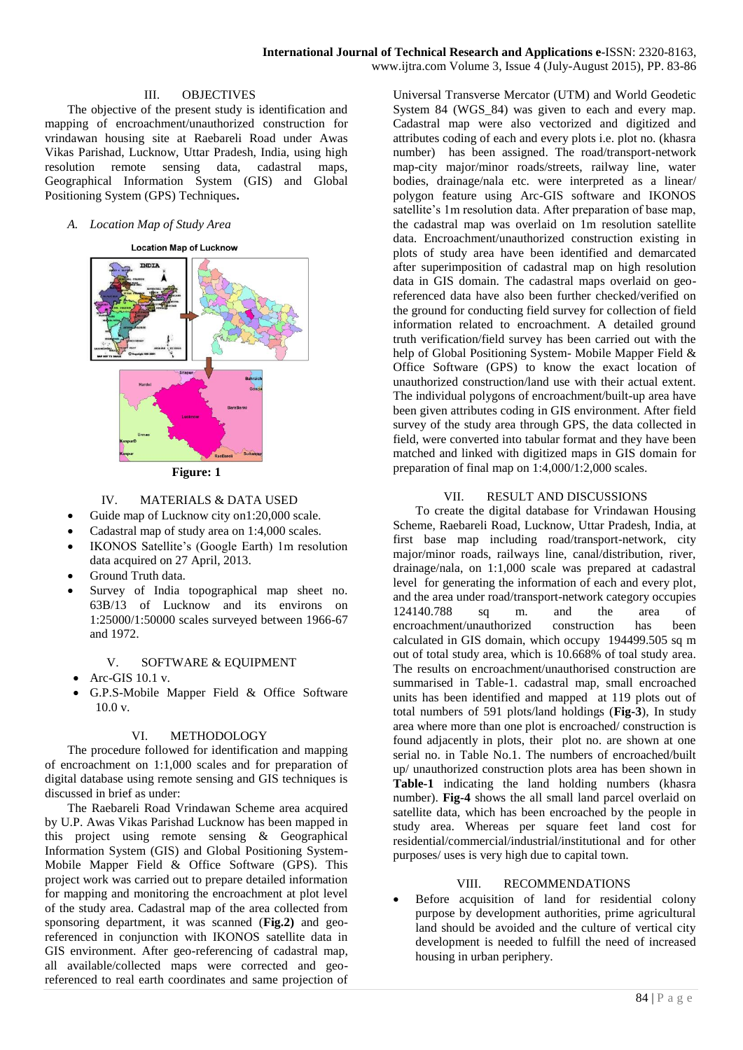## III. OBJECTIVES

The objective of the present study is identification and mapping of encroachment/unauthorized construction for vrindawan housing site at Raebareli Road under Awas Vikas Parishad, Lucknow, Uttar Pradesh, India, using high resolution remote sensing data, cadastral maps, Geographical Information System (GIS) and Global Positioning System (GPS) Techniques**.**

### *A. Location Map of Study Area*

**Figure: 1**

## IV. MATERIALS & DATA USED

- Guide map of Lucknow city on1:20,000 scale.
- Cadastral map of study area on 1:4,000 scales.
- IKONOS Satellite's (Google Earth) 1m resolution data acquired on 27 April, 2013.
- Ground Truth data.
- Survey of India topographical map sheet no. 63B/13 of Lucknow and its environs on 1:25000/1:50000 scales surveyed between 1966-67 and 1972.

## V. SOFTWARE & EQUIPMENT

- Arc-GIS 10.1 v.
- G.P.S-Mobile Mapper Field & Office Software 10.0 v.

## VI. METHODOLOGY

The procedure followed for identification and mapping of encroachment on 1:1,000 scales and for preparation of digital database using remote sensing and GIS techniques is discussed in brief as under:

The Raebareli Road Vrindawan Scheme area acquired by U.P. Awas Vikas Parishad Lucknow has been mapped in this project using remote sensing & Geographical Information System (GIS) and Global Positioning System-Mobile Mapper Field & Office Software (GPS). This project work was carried out to prepare detailed information for mapping and monitoring the encroachment at plot level of the study area. Cadastral map of the area collected from sponsoring department, it was scanned (**Fig.2)** and geo-referenced in conjunction with IKONOS satellite data in GIS environment. After geo-referencing of cadastral map, all available/collected maps were corrected and geo-referenced to real earth coordinates and same projection of Universal Transverse Mercator (UTM) and World Geodetic System 84 (WGS_84) was given to each and every map. Cadastral map were also vectorized and digitized and attributes coding of each and every plots i.e. plot no. (khasra number) has been assigned. The road/transport-network map-city major/minor roads/streets, railway line, water bodies, drainage/nala etc. were interpreted as a linear/ polygon feature using Arc-GIS software and IKONOS satellite's 1m resolution data. After preparation of base map, the cadastral map was overlaid on 1m resolution satellite data. Encroachment/unauthorized construction existing in plots of study area have been identified and demarcated after superimposition of cadastral map on high resolution data in GIS domain. The cadastral maps overlaid on geo-referenced data have also been further checked/verified on the ground for conducting field survey for collection of field information related to encroachment. A detailed ground truth verification/field survey has been carried out with the help of Global Positioning System- Mobile Mapper Field & Office Software (GPS) to know the exact location of unauthorized construction/land use with their actual extent. The individual polygons of encroachment/built-up area have been given attributes coding in GIS environment. After field survey of the study area through GPS, the data collected in field, were converted into tabular format and they have been matched and linked with digitized maps in GIS domain for preparation of final map on 1:4,000/1:2,000 scales.

## VII. RESULT AND DISCUSSIONS

To create the digital database for Vrindawan Housing Scheme, Raebareli Road, Lucknow, Uttar Pradesh, India, at first base map including road/transport-network, city major/minor roads, railways line, canal/distribution, river, drainage/nala, on 1:1,000 scale was prepared at cadastral level for generating the information of each and every plot, and the area under road/transport-network category occupies 124140.788 sq m. and the area of encroachment/unauthorized construction has been calculated in GIS domain, which occupy 194499.505 sq m out of total study area, which is 10.668% of toal study area. The results on encroachment/unauthorized construction are summarised in Table-1. cadastral map, small encroached units has been identified and mapped at 119 plots out of total numbers of 591 plots/land holdings (**Fig-3**), In study area where more than one plot is encroached/ construction is found adjacently in plots, their plot no. are shown at one serial no. in Table No.1. The numbers of encroached/built up/ unauthorized construction plots area has been shown in **Table-1** indicating the land holding numbers (khasra number). **Fig-4** shows the all small land parcel overlaid on satellite data, which has been encroached by the people in study area. Whereas per square feet land cost for residential/commercial/industrial/institutional and for other purposes/ uses is very high due to capital town.

## VIII. RECOMMENDATIONS

- Before acquisition of land for residential colony purpose by development authorities, prime agricultural land should be avoided and the culture of vertical city development is needed to fulfill the need of increased housing in urban periphery.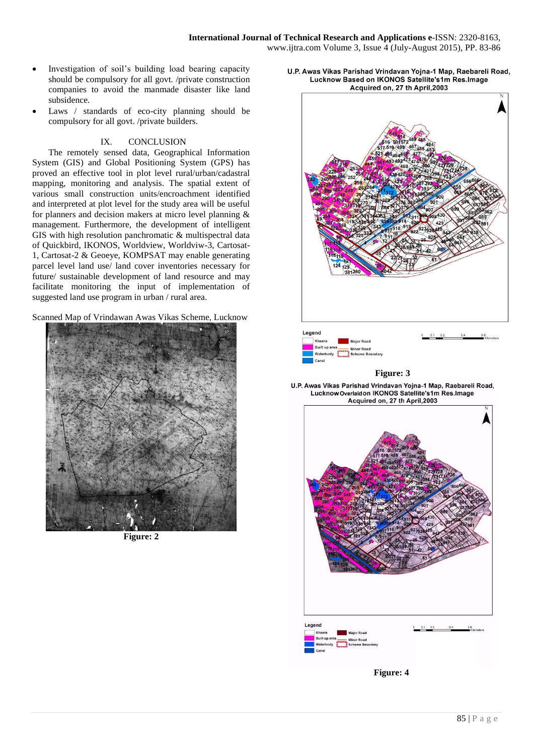- Investigation of soil's building load bearing capacity should be compulsory for all govt. /private construction companies to avoid the manmade disaster like land subsidence.
- Laws / standards of eco-city planning should be compulsory for all govt. /private builders.

## IX. CONCLUSION

The remotely sensed data, Geographical Information System (GIS) and Global Positioning System (GPS) has proved an effective tool in plot level rural/urban/cadastral mapping, monitoring and analysis. The spatial extent of various small construction units/encroachment identified and interpreted at plot level for the study area will be useful for planners and decision makers at micro level planning & management. Furthermore, the development of intelligent GIS with high resolution panchromatic & multispectral data of Quickbird, IKONOS, Worldview, Worldviw-3, Cartosat-1, Cartosat-2 & Geoeye, KOMPSAT may enable generating parcel level land use/ land cover inventories necessary for future/ sustainable development of land resource and may facilitate monitoring the input of implementation of suggested land use program in urban / rural area.

Scanned Map of Vrindawan Awas Vikas Scheme, Lucknow

**Figure: 2**

U.P. Awas Vikas Parishad Vrindavan Yojna-1 Map, Raebareli Road, Lucknow Based on IKONOS Satellite's1m Res.Image Acquired on, 27 th April,2003

**Figure: 3**

U.P. Awas Vikas Parishad Vrindavan Yojna-1 Map, Raebareli Road, Lucknow Overlaid on IKONOS Satellite's1m Res.Image Acquired on, 27 th April,2003

**Figure: 4**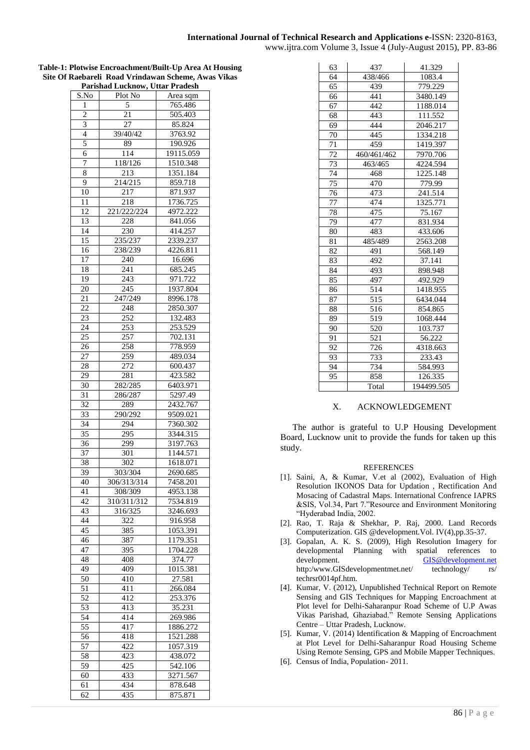**Table-1: Plotwise Encroachment/Built-Up Area At Housing Site Of Raebareli Road Vrindawan Scheme, Awas Vikas Parishad Lucknow, Uttar Pradesh**

| S.No | Plot No | Area sqm |
|---|---|---|
| 1 | 5 | 765.486 |
| 2 | 21 | 505.403 |
| 3 | 27 | 85.824 |
| 4 | 39/40/42 | 3763.92 |
| 5 | 89 | 190.926 |
| 6 | 114 | 19115.059 |
| 7 | 118/126 | 1510.348 |
| 8 | 213 | 1351.184 |
| 9 | 214/215 | 859.718 |
| 10 | 217 | 871.937 |
| 11 | 218 | 1736.725 |
| 12 | 221/222/224 | 4972.222 |
| 13 | 228 | 841.056 |
| 14 | 230 | 414.257 |
| 15 | 235/237 | 2339.237 |
| 16 | 238/239 | 4226.811 |
| 17 | 240 | 16.696 |
| 18 | 241 | 685.245 |
| 19 | 243 | 971.722 |
| 20 | 245 | 1937.804 |
| 21 | 247/249 | 8996.178 |
| 22 | 248 | 2850.307 |
| 23 | 252 | 132.483 |
| 24 | 253 | 253.529 |
| 25 | 257 | 702.131 |
| 26 | 258 | 778.959 |
| 27 | 259 | 489.034 |
| 28 | 272 | 600.437 |
| 29 | 281 | 423.582 |
| 30 | 282/285 | 6403.971 |
| 31 | 286/287 | 5297.49 |
| 32 | 289 | 2432.767 |
| 33 | 290/292 | 9509.021 |
| 34 | 294 | 7360.302 |
| 35 | 295 | 3344.315 |
| 36 | 299 | 3197.763 |
| 37 | 301 | 1144.571 |
| 38 | 302 | 1618.071 |
| 39 | 303/304 | 2690.685 |
| 40 | 306/313/314 | 7458.201 |
| 41 | 308/309 | 4953.138 |
| 42 | 310/311/312 | 7534.819 |
| 43 | 316/325 | 3246.693 |
| 44 | 322 | 916.958 |
| 45 | 385 | 1053.391 |
| 46 | 387 | 1179.351 |
| 47 | 395 | 1704.228 |
| 48 | 408 | 374.77 |
| 49 | 409 | 1015.381 |
| 50 | 410 | 27.581 |
| 51 | 411 | 266.084 |
| 52 | 412 | 253.376 |
| 53 | 413 | 35.231 |
| 54 | 414 | 269.986 |
| 55 | 417 | 1886.272 |
| 56 | 418 | 1521.288 |
| 57 | 422 | 1057.319 |
| 58 | 423 | 438.072 |
| 59 | 425 | 542.106 |
| 60 | 433 | 3271.567 |
| 61 | 434 | 878.648 |
| 62 | 435 | 875.871 |
| 63 | 437 | 41.329 |
| 64 | 438/466 | 1083.4 |
| 65 | 439 | 779.229 |
| 66 | 441 | 3480.149 |
| 67 | 442 | 1188.014 |
| 68 | 443 | 111.552 |
| 69 | 444 | 2046.217 |
| 70 | 445 | 1334.218 |
| 71 | 459 | 1419.397 |
| 72 | 460/461/462 | 7970.706 |
| 73 | 463/465 | 4224.594 |
| 74 | 468 | 1225.148 |
| 75 | 470 | 779.99 |
| 76 | 473 | 241.514 |
| 77 | 474 | 1325.771 |
| 78 | 475 | 75.167 |
| 79 | 477 | 831.934 |
| 80 | 483 | 433.606 |
| 81 | 485/489 | 2563.208 |
| 82 | 491 | 568.149 |
| 83 | 492 | 37.141 |
| 84 | 493 | 898.948 |
| 85 | 497 | 492.929 |
| 86 | 514 | 1418.955 |
| 87 | 515 | 6434.044 |
| 88 | 516 | 854.865 |
| 89 | 519 | 1068.444 |
| 90 | 520 | 103.737 |
| 91 | 521 | 56.222 |
| 92 | 726 | 4318.663 |
| 93 | 733 | 233.43 |
| 94 | 734 | 584.993 |
| 95 | 858 | 126.335 |
| | Total | 194499.505 |

## X. ACKNOWLEDGEMENT

The author is grateful to U.P Housing Development Board, Lucknow unit to provide the funds for taken up this study.

## REFERENCES

[1]. Saini, A, & Kumar, V.et al (2002), Evaluation of High Resolution IKONOS Data for Updation , Rectification And Mosacing of Cadastral Maps. International Confrence IAPRS &SIS, Vol.34, Part 7."Resource and Environment Monitoring "Hyderabad India, 2002.

[2]. Rao, T. Raja & Shekhar, P. Raj, 2000. Land Records Computerization. GIS @development.Vol. IV(4),pp.35-37.

[3]. Gopalan, A. K. S. (2009), High Resolution Imagery for developmental Planning with spatial references to development. GIS@development.net http:/www.GISdevelopmentmet.net/ technology/ rs/ techrsr0014pf.htm.

[4]. Kumar, V. (2012), Unpublished Technical Report on Remote Sensing and GIS Techniques for Mapping Encroachment at Plot level for Delhi-Saharanpur Road Scheme of U.P Awas Vikas Parishad, Ghaziabad." Remote Sensing Applications Centre – Uttar Pradesh, Lucknow.

[5]. Kumar, V. (2014) Identification & Mapping of Encroachment at Plot Level for Delhi-Saharanpur Road Housing Scheme Using Remote Sensing, GPS and Mobile Mapper Techniques.

[6]. Census of India, Population- 2011.